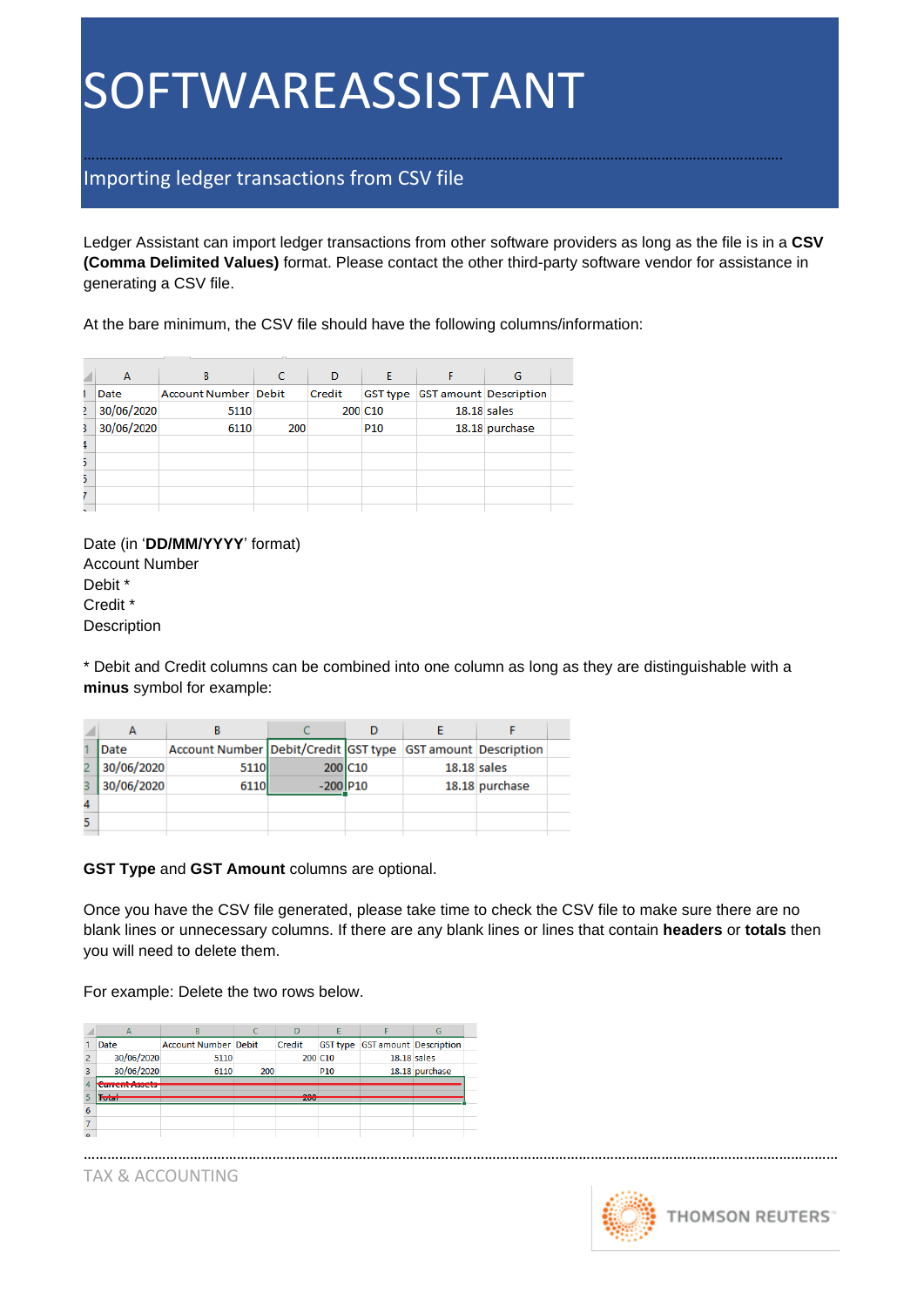# SOFTWAREASSISTANT

## Importing ledger transactions from CSV file

Ledger Assistant can import ledger transactions from other software providers as long as the file is in a **CSV (Comma Delimited Values)** format. Please contact the other third-party software vendor for assistance in generating a CSV file.

At the bare minimum, the CSV file should have the following columns/information:

| | A | B | C | D | E | F | G |
|---|---|---|---|---|---|---|---|
| 1 | Date | Account Number | Debit | Credit | GST type | GST amount | Description |
| 2 | 30/06/2020 | 5110 | | 200 | C10 | 18.18 | sales |
| 3 | 30/06/2020 | 6110 | 200 | | P10 | 18.18 | purchase |
| 4 | | | | | | | |
| 5 | | | | | | | |
| 6 | | | | | | | |
| 7 | | | | | | | |

Date (in '**DD/MM/YYYY**' format)
Account Number
Debit *
Credit *
Description

* Debit and Credit columns can be combined into one column as long as they are distinguishable with a **minus** symbol for example:

| | A | B | C | D | E | F |
|---|---|---|---|---|---|---|
| 1 | Date | Account Number | Debit/Credit | GST type | GST amount | Description |
| 2 | 30/06/2020 | 5110 | 200 | C10 | 18.18 | sales |
| 3 | 30/06/2020 | 6110 | -200 | P10 | 18.18 | purchase |
| 4 | | | | | | |
| 5 | | | | | | |

**GST Type** and **GST Amount** columns are optional.

Once you have the CSV file generated, please take time to check the CSV file to make sure there are no blank lines or unnecessary columns. If there are any blank lines or lines that contain **headers** or **totals** then you will need to delete them.

For example: Delete the two rows below.

| | A | B | C | D | E | F | G |
|---|---|---|---|---|---|---|---|
| 1 | Date | Account Number | Debit | Credit | GST type | GST amount | Description |
| 2 | 30/06/2020 | 5110 | | 200 | C10 | 18.18 | sales |
| 3 | 30/06/2020 | 6110 | 200 | | P10 | 18.18 | purchase |
| 4 | ~~Current Assets~~ | | | | | | |
| 5 | ~~Total~~ | | | ~~200~~ | | | |
| 6 | | | | | | | |
| 7 | | | | | | | |

TAX & ACCOUNTING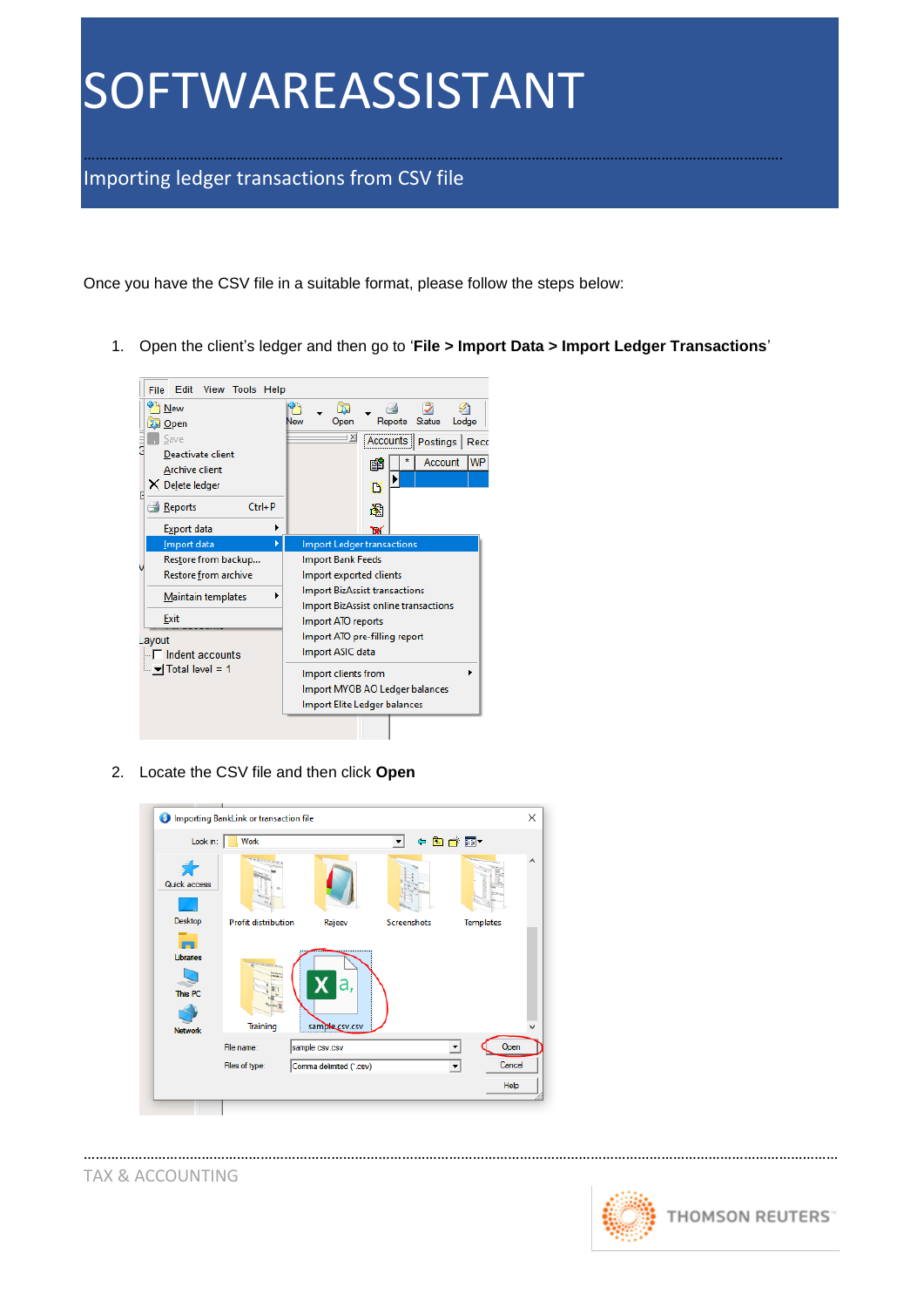# SOFTWAREASSISTANT

Importing ledger transactions from CSV file

Once you have the CSV file in a suitable format, please follow the steps below:

1. Open the client's ledger and then go to '**File > Import Data > Import Ledger Transactions**'

2. Locate the CSV file and then click **Open**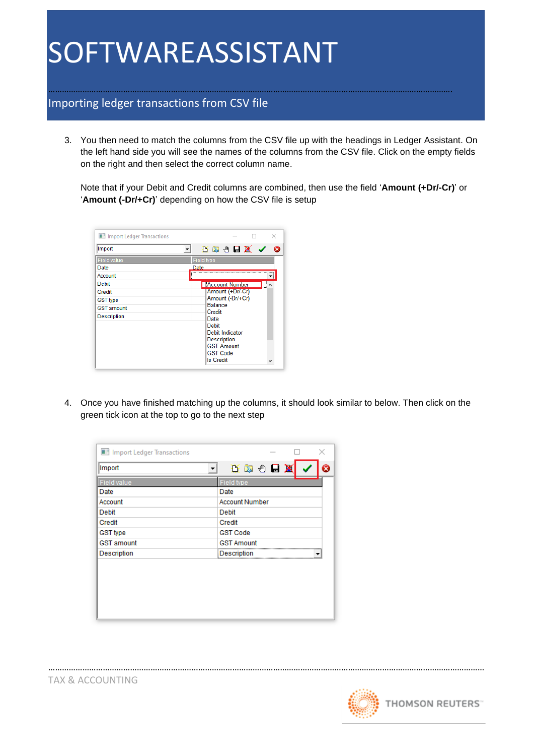# SOFTWAREASSISTANT

## Importing ledger transactions from CSV file

3. You then need to match the columns from the CSV file up with the headings in Ledger Assistant. On the left hand side you will see the names of the columns from the CSV file. Click on the empty fields on the right and then select the correct column name.

   Note that if your Debit and Credit columns are combined, then use the field '**Amount (+Dr/-Cr)**' or '**Amount (-Dr/+Cr)**' depending on how the CSV file is setup

4. Once you have finished matching up the columns, it should look similar to below. Then click on the green tick icon at the top to go to the next step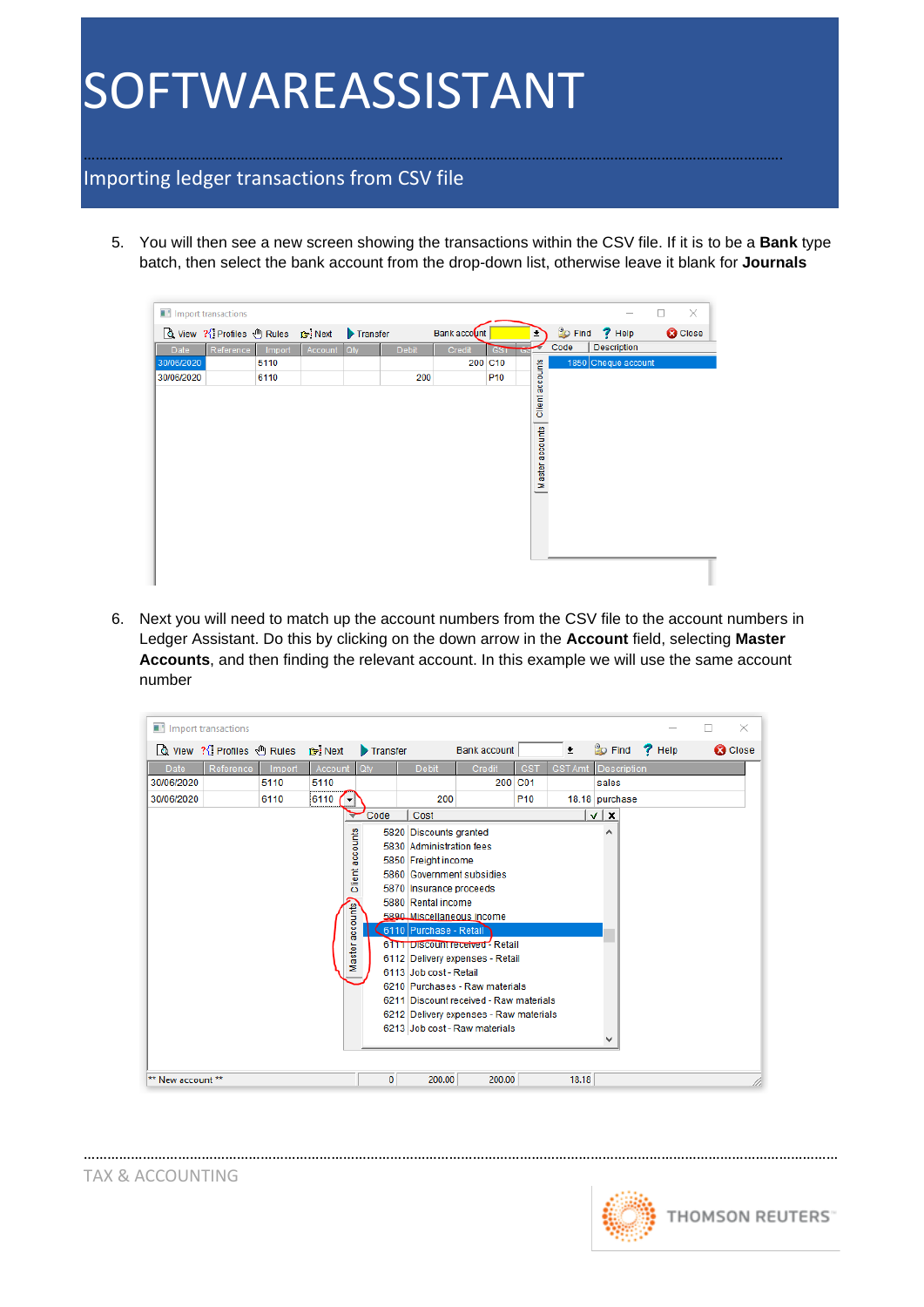5. You will then see a new screen showing the transactions within the CSV file. If it is to be a **Bank** type batch, then select the bank account from the drop-down list, otherwise leave it blank for **Journals**

6. Next you will need to match up the account numbers from the CSV file to the account numbers in Ledger Assistant. Do this by clicking on the down arrow in the **Account** field, selecting **Master Accounts**, and then finding the relevant account. In this example we will use the same account number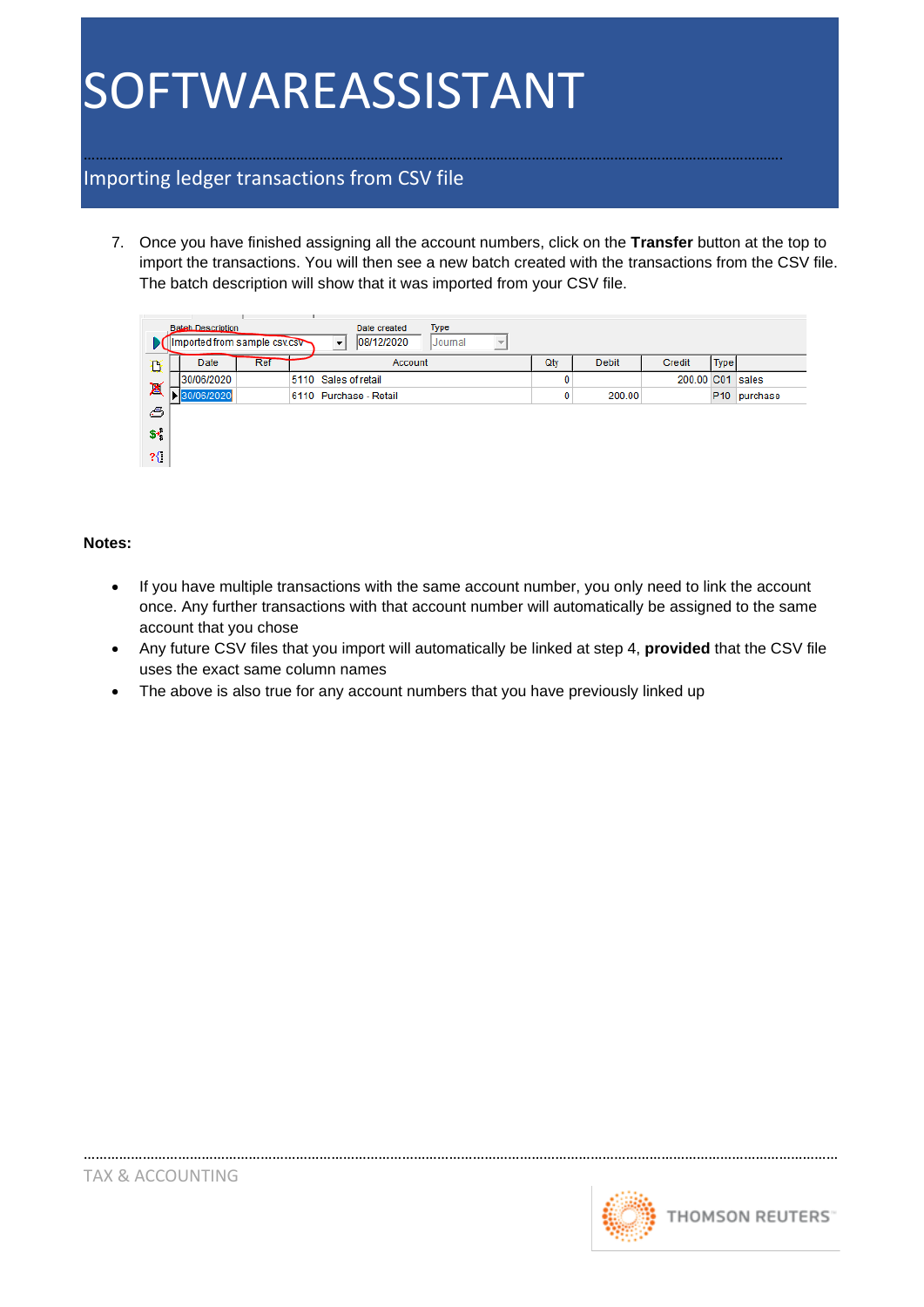7. Once you have finished assigning all the account numbers, click on the **Transfer** button at the top to import the transactions. You will then see a new batch created with the transactions from the CSV file. The batch description will show that it was imported from your CSV file.

Batch Description: Imported from sample csv.csv
Date created: 08/12/2020
Type: Journal

| Date | Ref | Account | Qty | Debit | Credit | Type | |
|---|---|---|---|---|---|---|---|
| 30/06/2020 | | 5110 Sales of retail | 0 | | 200.00 | C01 | sales |
| 30/06/2020 | | 6110 Purchase - Retail | 0 | 200.00 | | P10 | purchase |

**Notes:**

- If you have multiple transactions with the same account number, you only need to link the account once. Any further transactions with that account number will automatically be assigned to the same account that you chose
- Any future CSV files that you import will automatically be linked at step 4, **provided** that the CSV file uses the exact same column names
- The above is also true for any account numbers that you have previously linked up